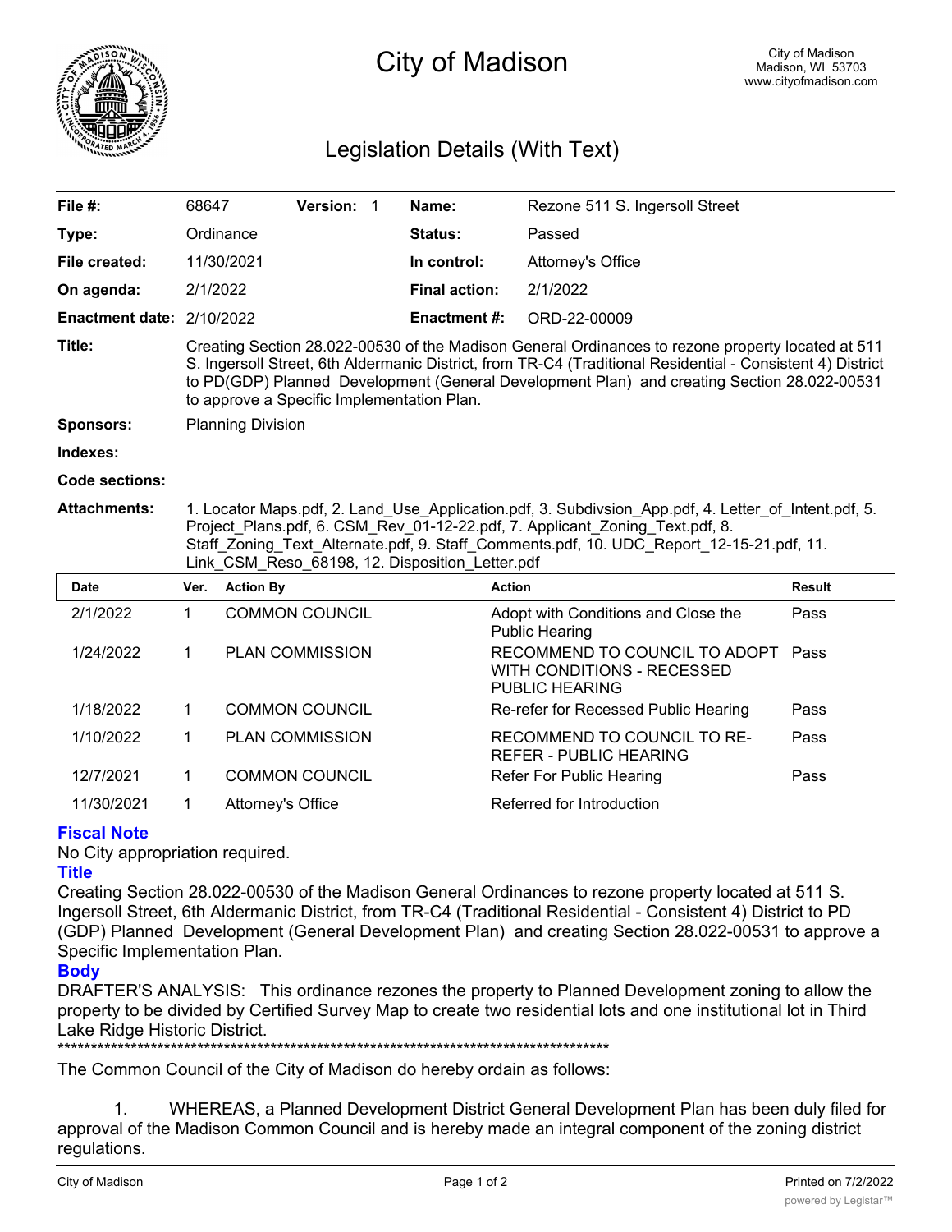# City of Madison

City of Madison
Madison, WI 53703
www.cityofmadison.com

## Legislation Details (With Text)

| | | | |
|---|---|---|---|
| **File #:** | 68647 **Version:** 1 | **Name:** | Rezone 511 S. Ingersoll Street |
| **Type:** | Ordinance | **Status:** | Passed |
| **File created:** | 11/30/2021 | **In control:** | Attorney's Office |
| **On agenda:** | 2/1/2022 | **Final action:** | 2/1/2022 |
| **Enactment date:** | 2/10/2022 | **Enactment #:** | ORD-22-00009 |

**Title:** Creating Section 28.022-00530 of the Madison General Ordinances to rezone property located at 511 S. Ingersoll Street, 6th Aldermanic District, from TR-C4 (Traditional Residential - Consistent 4) District to PD(GDP) Planned Development (General Development Plan) and creating Section 28.022-00531 to approve a Specific Implementation Plan.

**Sponsors:** Planning Division

**Indexes:**

**Code sections:**

**Attachments:** 1. Locator Maps.pdf, 2. Land_Use_Application.pdf, 3. Subdivsion_App.pdf, 4. Letter_of_Intent.pdf, 5. Project_Plans.pdf, 6. CSM_Rev_01-12-22.pdf, 7. Applicant_Zoning_Text.pdf, 8. Staff_Zoning_Text_Alternate.pdf, 9. Staff_Comments.pdf, 10. UDC_Report_12-15-21.pdf, 11. Link_CSM_Reso_68198, 12. Disposition_Letter.pdf

| Date | Ver. | Action By | Action | Result |
|---|---|---|---|---|
| 2/1/2022 | 1 | COMMON COUNCIL | Adopt with Conditions and Close the Public Hearing | Pass |
| 1/24/2022 | 1 | PLAN COMMISSION | RECOMMEND TO COUNCIL TO ADOPT WITH CONDITIONS - RECESSED PUBLIC HEARING | Pass |
| 1/18/2022 | 1 | COMMON COUNCIL | Re-refer for Recessed Public Hearing | Pass |
| 1/10/2022 | 1 | PLAN COMMISSION | RECOMMEND TO COUNCIL TO RE-REFER - PUBLIC HEARING | Pass |
| 12/7/2021 | 1 | COMMON COUNCIL | Refer For Public Hearing | Pass |
| 11/30/2021 | 1 | Attorney's Office | Referred for Introduction | |

### Fiscal Note

No City appropriation required.

### Title

Creating Section 28.022-00530 of the Madison General Ordinances to rezone property located at 511 S. Ingersoll Street, 6th Aldermanic District, from TR-C4 (Traditional Residential - Consistent 4) District to PD (GDP) Planned Development (General Development Plan) and creating Section 28.022-00531 to approve a Specific Implementation Plan.

### Body

DRAFTER'S ANALYSIS: This ordinance rezones the property to Planned Development zoning to allow the property to be divided by Certified Survey Map to create two residential lots and one institutional lot in Third Lake Ridge Historic District.

*******************************************************************************************

The Common Council of the City of Madison do hereby ordain as follows:

1. WHEREAS, a Planned Development District General Development Plan has been duly filed for approval of the Madison Common Council and is hereby made an integral component of the zoning district regulations.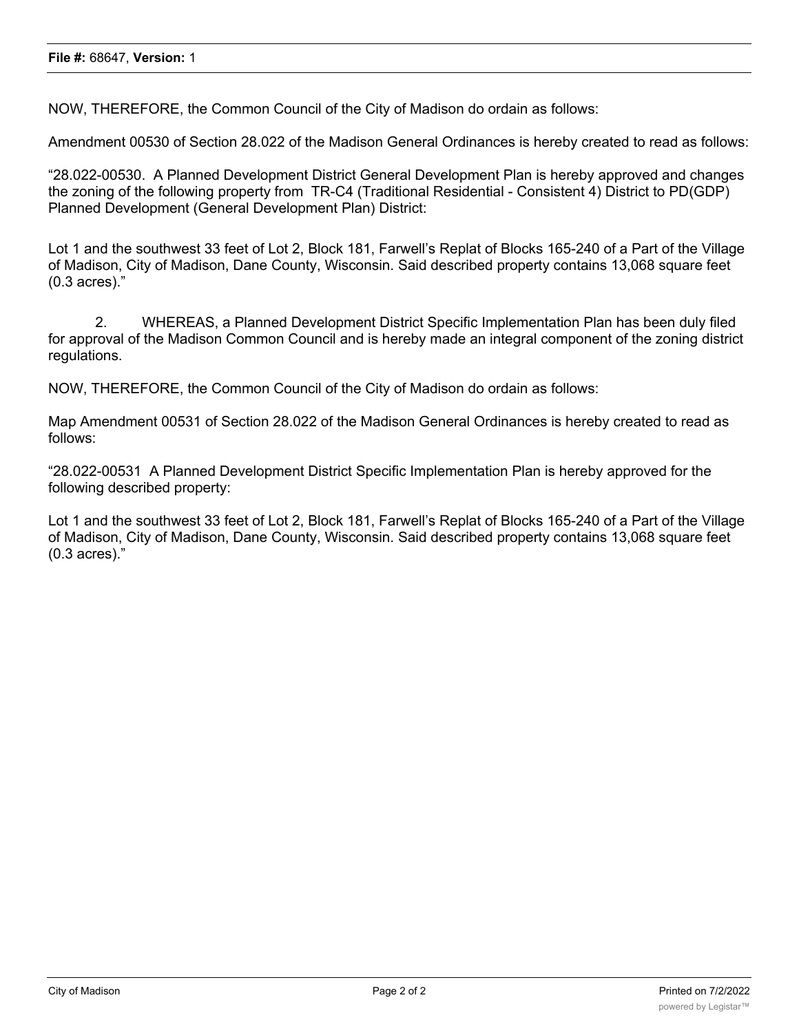NOW, THEREFORE, the Common Council of the City of Madison do ordain as follows:

Amendment 00530 of Section 28.022 of the Madison General Ordinances is hereby created to read as follows:

"28.022-00530. A Planned Development District General Development Plan is hereby approved and changes the zoning of the following property from TR-C4 (Traditional Residential - Consistent 4) District to PD(GDP) Planned Development (General Development Plan) District:

Lot 1 and the southwest 33 feet of Lot 2, Block 181, Farwell's Replat of Blocks 165-240 of a Part of the Village of Madison, City of Madison, Dane County, Wisconsin. Said described property contains 13,068 square feet (0.3 acres)."

2. WHEREAS, a Planned Development District Specific Implementation Plan has been duly filed for approval of the Madison Common Council and is hereby made an integral component of the zoning district regulations.

NOW, THEREFORE, the Common Council of the City of Madison do ordain as follows:

Map Amendment 00531 of Section 28.022 of the Madison General Ordinances is hereby created to read as follows:

"28.022-00531 A Planned Development District Specific Implementation Plan is hereby approved for the following described property:

Lot 1 and the southwest 33 feet of Lot 2, Block 181, Farwell's Replat of Blocks 165-240 of a Part of the Village of Madison, City of Madison, Dane County, Wisconsin. Said described property contains 13,068 square feet (0.3 acres)."